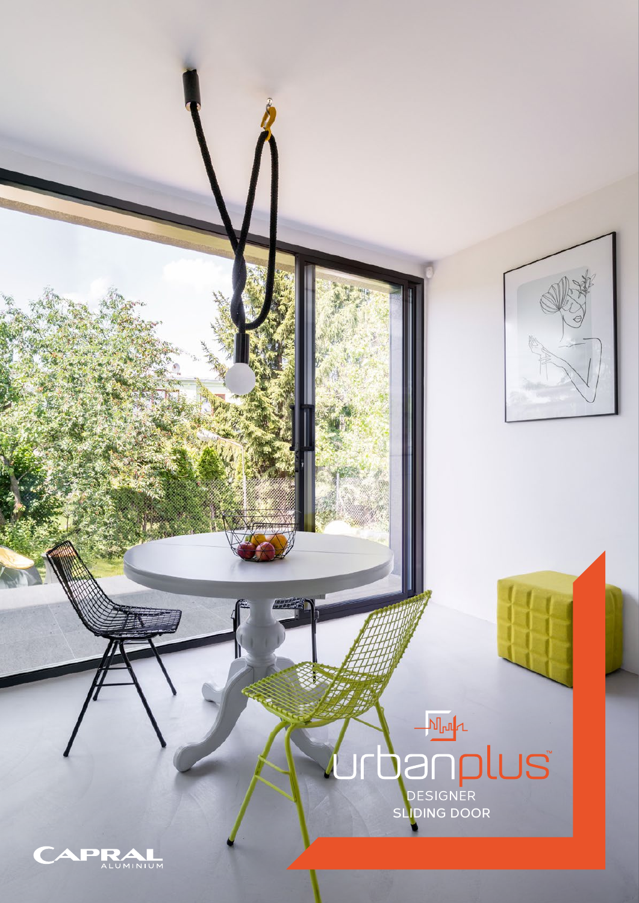# urbanplus™

DESIGNER SLIDING DOOR

CAPRAL ALUMINIUM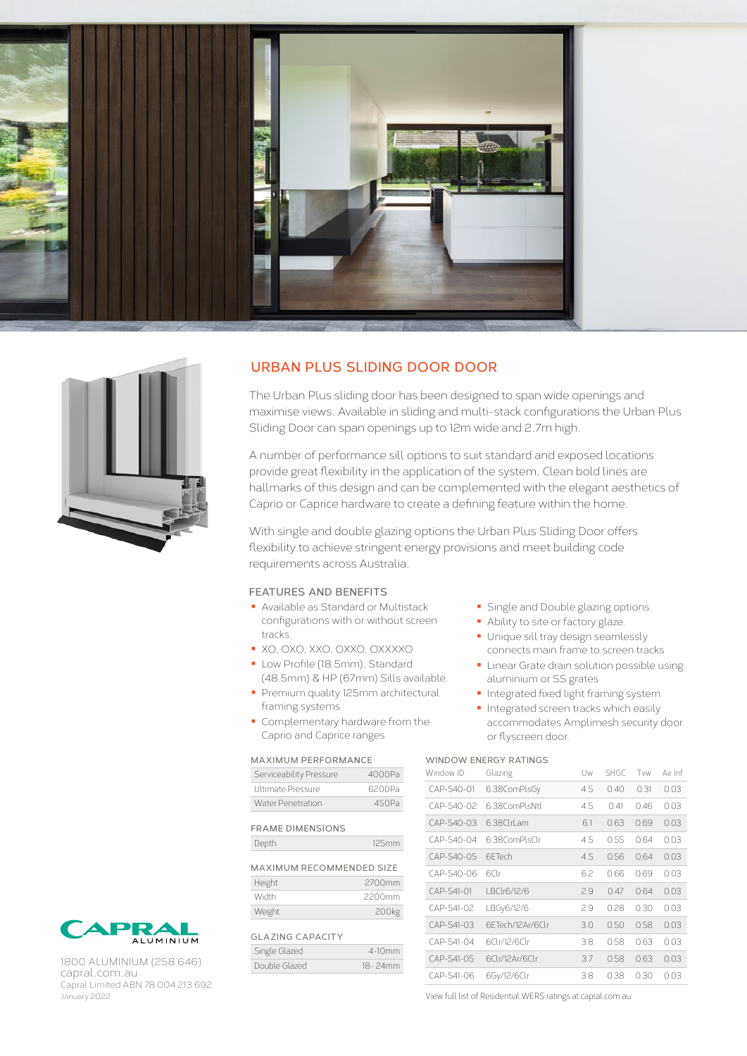## URBAN PLUS SLIDING DOOR DOOR

The Urban Plus sliding door has been designed to span wide openings and maximise views. Available in sliding and multi-stack configurations the Urban Plus Sliding Door can span openings up to 12m wide and 2.7m high.

A number of performance sill options to suit standard and exposed locations provide great flexibility in the application of the system. Clean bold lines are hallmarks of this design and can be complemented with the elegant aesthetics of Caprio or Caprice hardware to create a defining feature within the home.

With single and double glazing options the Urban Plus Sliding Door offers flexibility to achieve stringent energy provisions and meet building code requirements across Australia.

### FEATURES AND BENEFITS

- Available as Standard or Multistack configurations with or without screen tracks.
- XO, OXO, XXO, OXXO, OXXXXO
- Low Profile (18.5mm), Standard (48.5mm) & HP (67mm) Sills available.
- Premium quality 125mm architectural framing systems
- Complementary hardware from the Caprio and Caprice ranges
- Single and Double glazing options.
- Ability to site or factory glaze.
- Unique sill tray design seamlessly connects main frame to screen tracks
- Linear Grate drain solution possible using aluminium or SS grates
- Integrated fixed light framing system
- Integrated screen tracks which easily accommodates Amplimesh security door or flyscreen door.

### MAXIMUM PERFORMANCE

| | |
|---|---|
| Serviceability Pressure | 4000Pa |
| Ultimate Pressure | 6200Pa |
| Water Penetration | 450Pa |

### FRAME DIMENSIONS

| | |
|---|---|
| Depth | 125mm |

### MAXIMUM RECOMMENDED SIZE

| | |
|---|---|
| Height | 2700mm |
| Width | 2200mm |
| Weight | 200kg |

### GLAZING CAPACITY

| | |
|---|---|
| Single Glazed | 4-10mm |
| Double Glazed | 18- 24mm |

### WINDOW ENERGY RATINGS

| Window ID | Glazing | Uw | SHGC | Tvw | Air Inf |
|---|---|---|---|---|---|
| CAP-540-01 | 6.38ComPlsGy | 4.5 | 0.40 | 0.31 | 0.03 |
| CAP-540-02 | 6.38ComPlsNtl | 4.5 | 0.41 | 0.46 | 0.03 |
| CAP-540-03 | 6.38ClrLam | 6.1 | 0.63 | 0.69 | 0.03 |
| CAP-540-04 | 6.38ComPlsClr | 4.5 | 0.55 | 0.64 | 0.03 |
| CAP-540-05 | 6ETech | 4.5 | 0.56 | 0.64 | 0.03 |
| CAP-540-06 | 6Clr | 6.2 | 0.66 | 0.69 | 0.03 |
| CAP-541-01 | LBClr6/12/6 | 2.9 | 0.47 | 0.64 | 0.03 |
| CAP-541-02 | LBGy6/12/6 | 2.9 | 0.28 | 0.30 | 0.03 |
| CAP-541-03 | 6ETech/12Ar/6Clr | 3.0 | 0.50 | 0.58 | 0.03 |
| CAP-541-04 | 6Clr/12/6Clr | 3.8 | 0.58 | 0.63 | 0.03 |
| CAP-541-05 | 6Clr/12Ar/6Clr | 3.7 | 0.58 | 0.63 | 0.03 |
| CAP-541-06 | 6Gy/12/6Clr | 3.8 | 0.38 | 0.30 | 0.03 |

View full list of Residential WERS ratings at capral.com.au

CAPRAL ALUMINIUM

1800 ALUMINIUM (258 646)
capral.com.au
Capral Limited ABN 78 004 213 692
January 2022